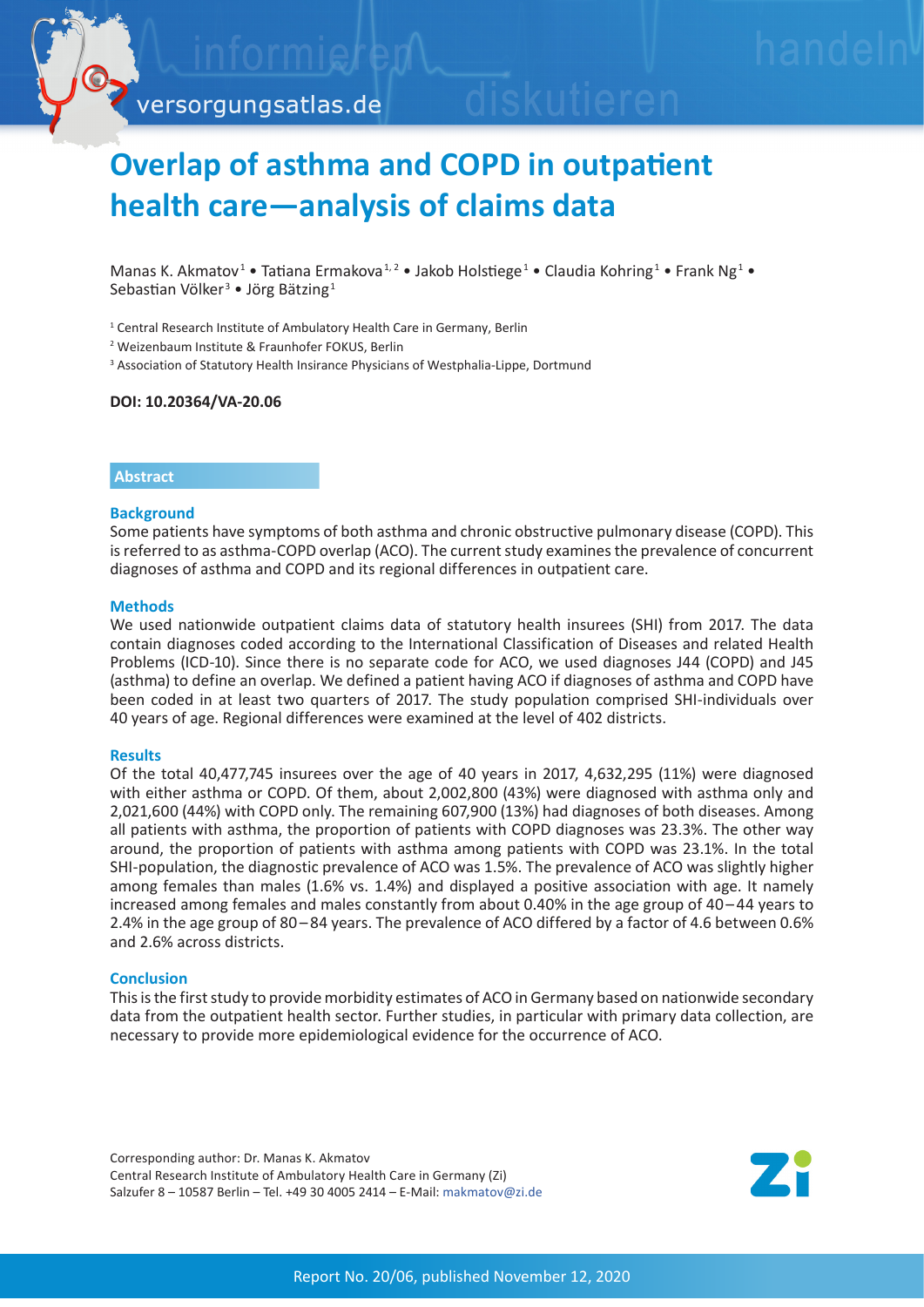# Overlap of asthma and COPD in outpatient health care—analysis of claims data

Manas K. Akmatov[1] • Tatiana Ermakova[1,2] • Jakob Holstiege[1] • Claudia Kohring[1] • Frank Ng[1] • Sebastian Völker[3] • Jörg Bätzing[1]

[1] Central Research Institute of Ambulatory Health Care in Germany, Berlin
[2] Weizenbaum Institute & Fraunhofer FOKUS, Berlin
[3] Association of Statutory Health Insirance Physicians of Westphalia-Lippe, Dortmund

**DOI: 10.20364/VA-20.06**

## Abstract

### Background

Some patients have symptoms of both asthma and chronic obstructive pulmonary disease (COPD). This is referred to as asthma-COPD overlap (ACO). The current study examines the prevalence of concurrent diagnoses of asthma and COPD and its regional differences in outpatient care.

### Methods

We used nationwide outpatient claims data of statutory health insurees (SHI) from 2017. The data contain diagnoses coded according to the International Classification of Diseases and related Health Problems (ICD-10). Since there is no separate code for ACO, we used diagnoses J44 (COPD) and J45 (asthma) to define an overlap. We defined a patient having ACO if diagnoses of asthma and COPD have been coded in at least two quarters of 2017. The study population comprised SHI-individuals over 40 years of age. Regional differences were examined at the level of 402 districts.

### Results

Of the total 40,477,745 insurees over the age of 40 years in 2017, 4,632,295 (11%) were diagnosed with either asthma or COPD. Of them, about 2,002,800 (43%) were diagnosed with asthma only and 2,021,600 (44%) with COPD only. The remaining 607,900 (13%) had diagnoses of both diseases. Among all patients with asthma, the proportion of patients with COPD diagnoses was 23.3%. The other way around, the proportion of patients with asthma among patients with COPD was 23.1%. In the total SHI-population, the diagnostic prevalence of ACO was 1.5%. The prevalence of ACO was slightly higher among females than males (1.6% vs. 1.4%) and displayed a positive association with age. It namely increased among females and males constantly from about 0.40% in the age group of 40–44 years to 2.4% in the age group of 80–84 years. The prevalence of ACO differed by a factor of 4.6 between 0.6% and 2.6% across districts.

### Conclusion

This is the first study to provide morbidity estimates of ACO in Germany based on nationwide secondary data from the outpatient health sector. Further studies, in particular with primary data collection, are necessary to provide more epidemiological evidence for the occurrence of ACO.

Corresponding author: Dr. Manas K. Akmatov
Central Research Institute of Ambulatory Health Care in Germany (Zi)
Salzufer 8 – 10587 Berlin – Tel. +49 30 4005 2414 – E-Mail: makmatov@zi.de

Report No. 20/06, published November 12, 2020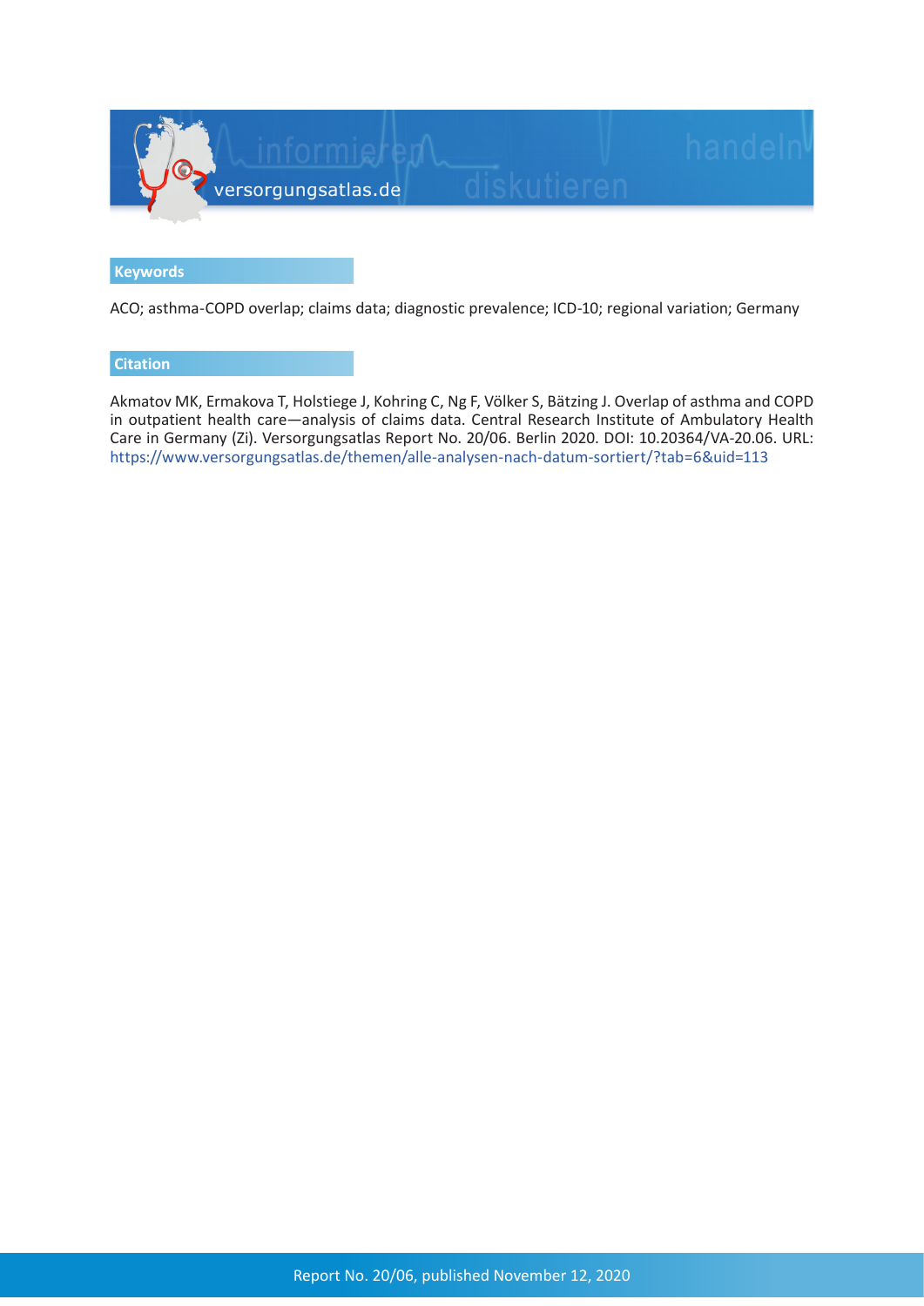## Keywords

ACO; asthma-COPD overlap; claims data; diagnostic prevalence; ICD-10; regional variation; Germany

## Citation

Akmatov MK, Ermakova T, Holstiege J, Kohring C, Ng F, Völker S, Bätzing J. Overlap of asthma and COPD in outpatient health care—analysis of claims data. Central Research Institute of Ambulatory Health Care in Germany (Zi). Versorgungsatlas Report No. 20/06. Berlin 2020. DOI: 10.20364/VA-20.06. URL: https://www.versorgungsatlas.de/themen/alle-analysen-nach-datum-sortiert/?tab=6&uid=113

Report No. 20/06, published November 12, 2020